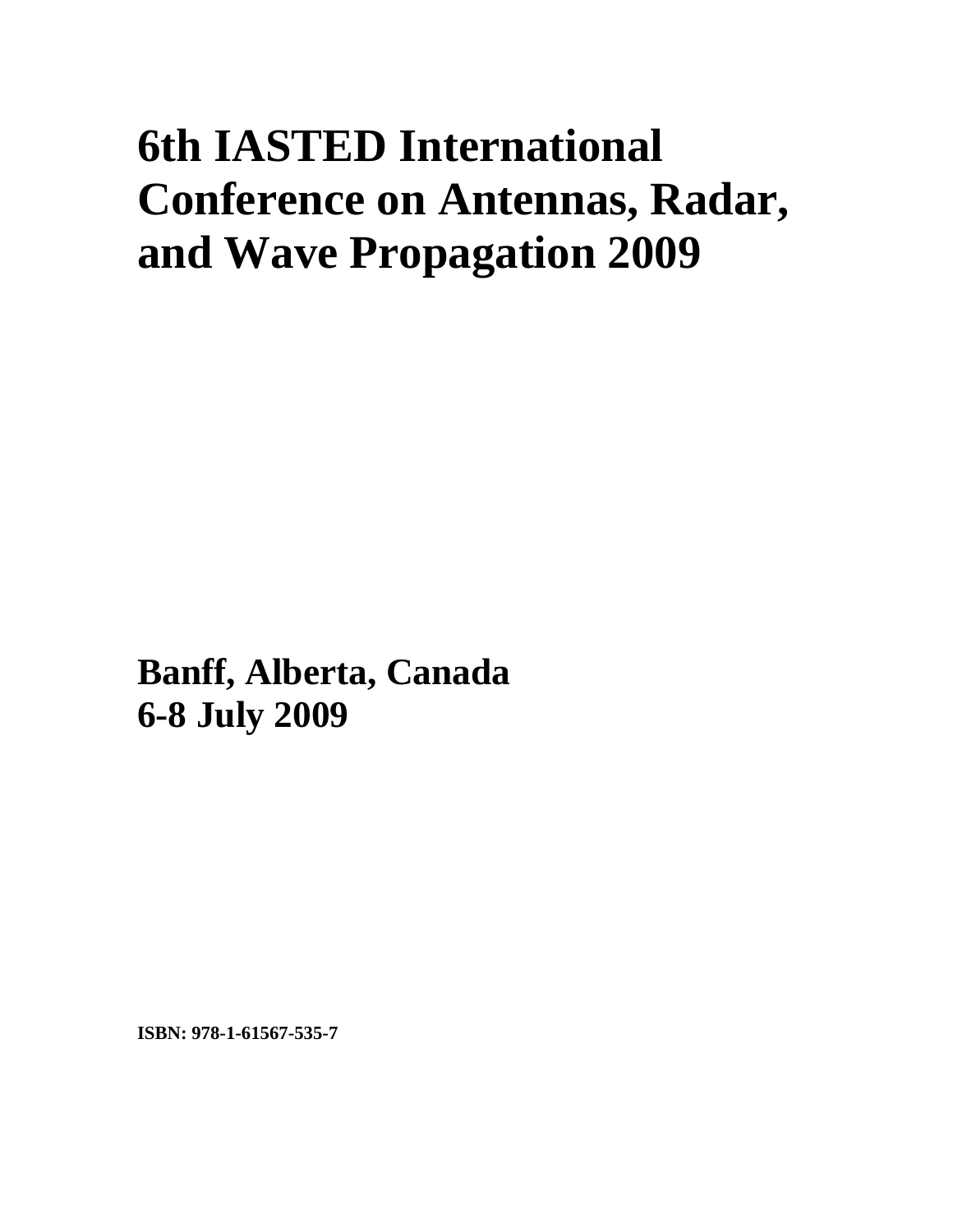# 6th IASTED International Conference on Antennas, Radar, and Wave Propagation 2009

**Banff, Alberta, Canada**
**6-8 July 2009**

**ISBN: 978-1-61567-535-7**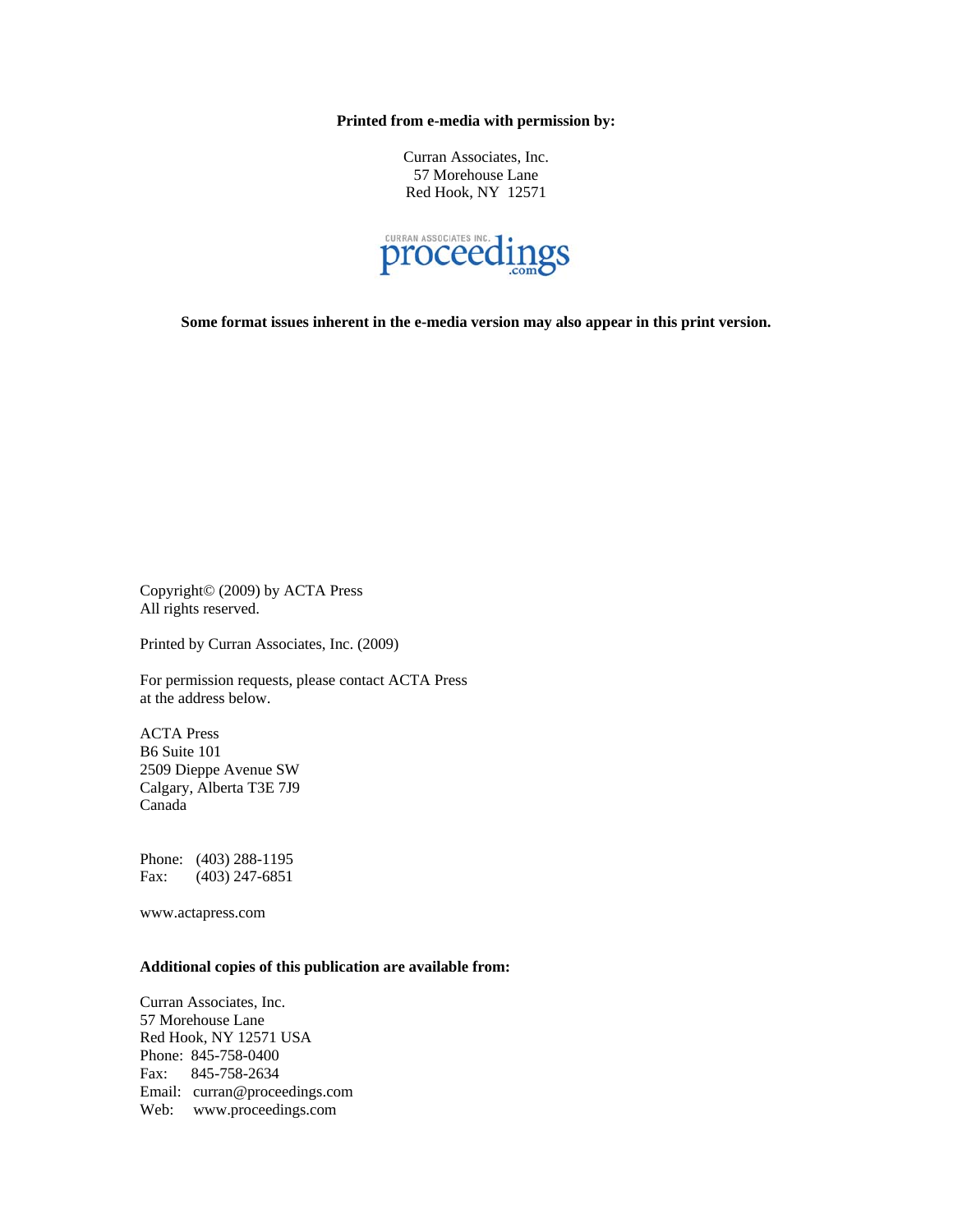**Printed from e-media with permission by:**

Curran Associates, Inc.
57 Morehouse Lane
Red Hook, NY 12571

CURRAN ASSOCIATES INC. proceedings .com

**Some format issues inherent in the e-media version may also appear in this print version.**

Copyright© (2009) by ACTA Press
All rights reserved.

Printed by Curran Associates, Inc. (2009)

For permission requests, please contact ACTA Press
at the address below.

ACTA Press
B6 Suite 101
2509 Dieppe Avenue SW
Calgary, Alberta T3E 7J9
Canada

Phone: (403) 288-1195
Fax: (403) 247-6851

www.actapress.com

**Additional copies of this publication are available from:**

Curran Associates, Inc.
57 Morehouse Lane
Red Hook, NY 12571 USA
Phone: 845-758-0400
Fax: 845-758-2634
Email: curran@proceedings.com
Web: www.proceedings.com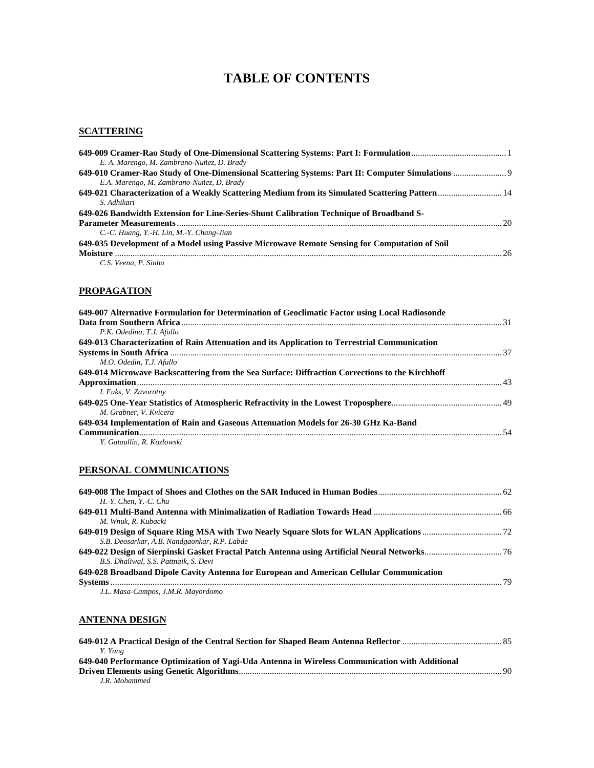# TABLE OF CONTENTS

## SCATTERING

**649-009 Cramer-Rao Study of One-Dimensional Scattering Systems: Part I: Formulation** .......... 1
*E. A. Marengo, M. Zambrano-Nuñez, D. Brady*

**649-010 Cramer-Rao Study of One-Dimensional Scattering Systems: Part II: Computer Simulations** .......... 9
*E.A. Marengo, M. Zambrano-Nuñez, D. Brady*

**649-021 Characterization of a Weakly Scattering Medium from its Simulated Scattering Pattern** .......... 14
*S. Adhikari*

**649-026 Bandwidth Extension for Line-Series-Shunt Calibration Technique of Broadband S-Parameter Measurements** .......... 20
*C.-C. Huang, Y.-H. Lin, M.-Y. Chang-Jian*

**649-035 Development of a Model using Passive Microwave Remote Sensing for Computation of Soil Moisture** .......... 26
*C.S. Veena, P. Sinha*

## PROPAGATION

**649-007 Alternative Formulation for Determination of Geoclimatic Factor using Local Radiosonde Data from Southern Africa** .......... 31
*P.K. Odedina, T.J. Afullo*

**649-013 Characterization of Rain Attenuation and its Application to Terrestrial Communication Systems in South Africa** .......... 37
*M.O. Odedin, T.J. Afullo*

**649-014 Microwave Backscattering from the Sea Surface: Diffraction Corrections to the Kirchhoff Approximation** .......... 43
*I. Fuks, V. Zavorotny*

**649-025 One-Year Statistics of Atmospheric Refractivity in the Lowest Troposphere** .......... 49
*M. Grabner, V. Kvicera*

**649-034 Implementation of Rain and Gaseous Attenuation Models for 26-30 GHz Ka-Band Communication** .......... 54
*Y. Gataullin, R. Kozlowski*

## PERSONAL COMMUNICATIONS

**649-008 The Impact of Shoes and Clothes on the SAR Induced in Human Bodies** .......... 62
*H.-Y. Chen, Y.-C. Chu*

**649-011 Multi-Band Antenna with Minimalization of Radiation Towards Head** .......... 66
*M. Wnuk, R. Kubacki*

**649-019 Design of Square Ring MSA with Two Nearly Square Slots for WLAN Applications** .......... 72
*S.B. Deosarkar, A.B. Nandgaonkar, R.P. Labde*

**649-022 Design of Sierpinski Gasket Fractal Patch Antenna using Artificial Neural Networks** .......... 76
*B.S. Dhaliwal, S.S. Pattnaik, S. Devi*

**649-028 Broadband Dipole Cavity Antenna for European and American Cellular Communication Systems** .......... 79
*J.L. Masa-Campos, J.M.R. Mayordomo*

## ANTENNA DESIGN

**649-012 A Practical Design of the Central Section for Shaped Beam Antenna Reflector** .......... 85
*Y. Yang*

**649-040 Performance Optimization of Yagi-Uda Antenna in Wireless Communication with Additional Driven Elements using Genetic Algorithms** .......... 90
*J.R. Mohammed*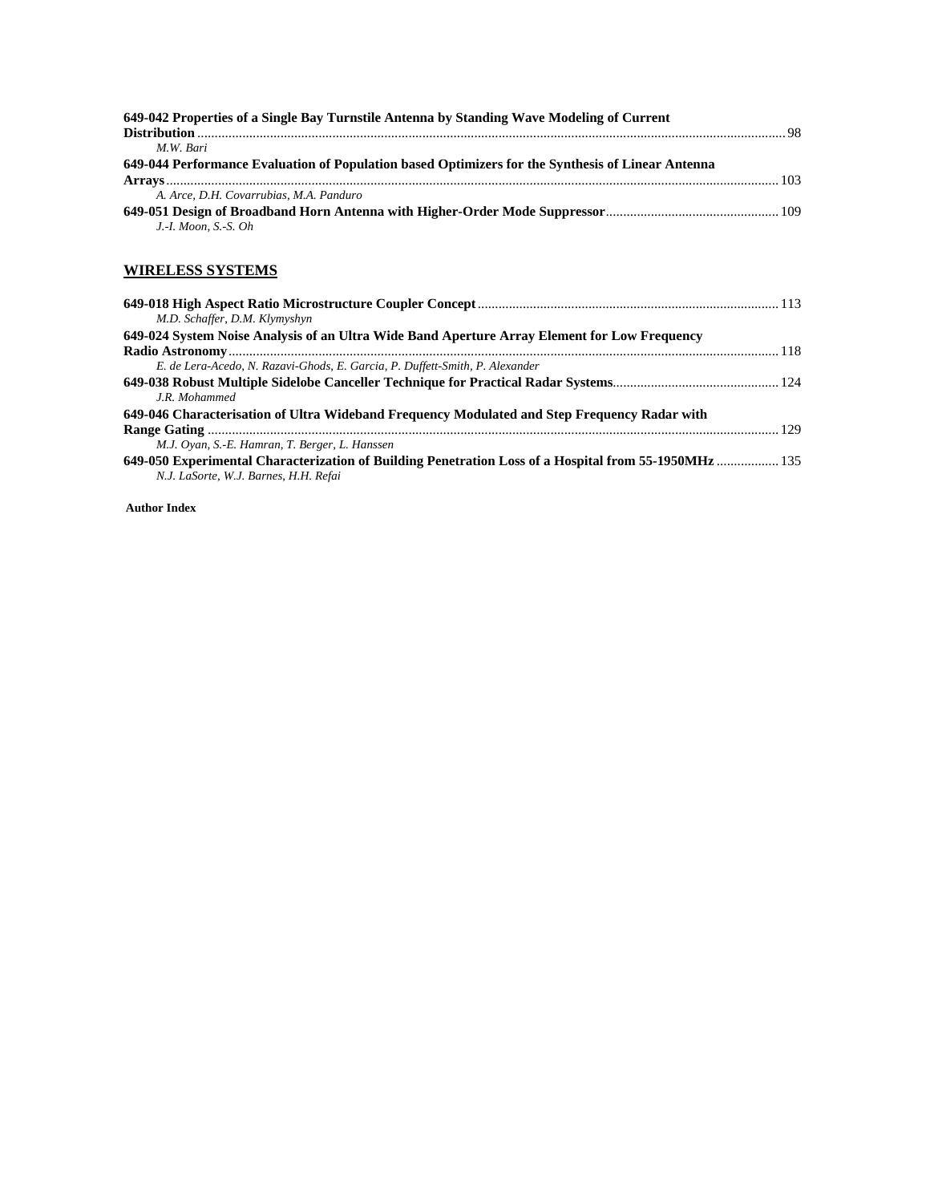**649-042 Properties of a Single Bay Turnstile Antenna by Standing Wave Modeling of Current Distribution** ........ 98
*M.W. Bari*

**649-044 Performance Evaluation of Population based Optimizers for the Synthesis of Linear Antenna Arrays** ........ 103
*A. Arce, D.H. Covarrubias, M.A. Panduro*

**649-051 Design of Broadband Horn Antenna with Higher-Order Mode Suppressor** ........ 109
*J.-I. Moon, S.-S. Oh*

## WIRELESS SYSTEMS

**649-018 High Aspect Ratio Microstructure Coupler Concept** ........ 113
*M.D. Schaffer, D.M. Klymyshyn*

**649-024 System Noise Analysis of an Ultra Wide Band Aperture Array Element for Low Frequency Radio Astronomy** ........ 118
*E. de Lera-Acedo, N. Razavi-Ghods, E. Garcia, P. Duffett-Smith, P. Alexander*

**649-038 Robust Multiple Sidelobe Canceller Technique for Practical Radar Systems** ........ 124
*J.R. Mohammed*

**649-046 Characterisation of Ultra Wideband Frequency Modulated and Step Frequency Radar with Range Gating** ........ 129
*M.J. Oyan, S.-E. Hamran, T. Berger, L. Hanssen*

**649-050 Experimental Characterization of Building Penetration Loss of a Hospital from 55-1950MHz** ........ 135
*N.J. LaSorte, W.J. Barnes, H.H. Refai*

**Author Index**